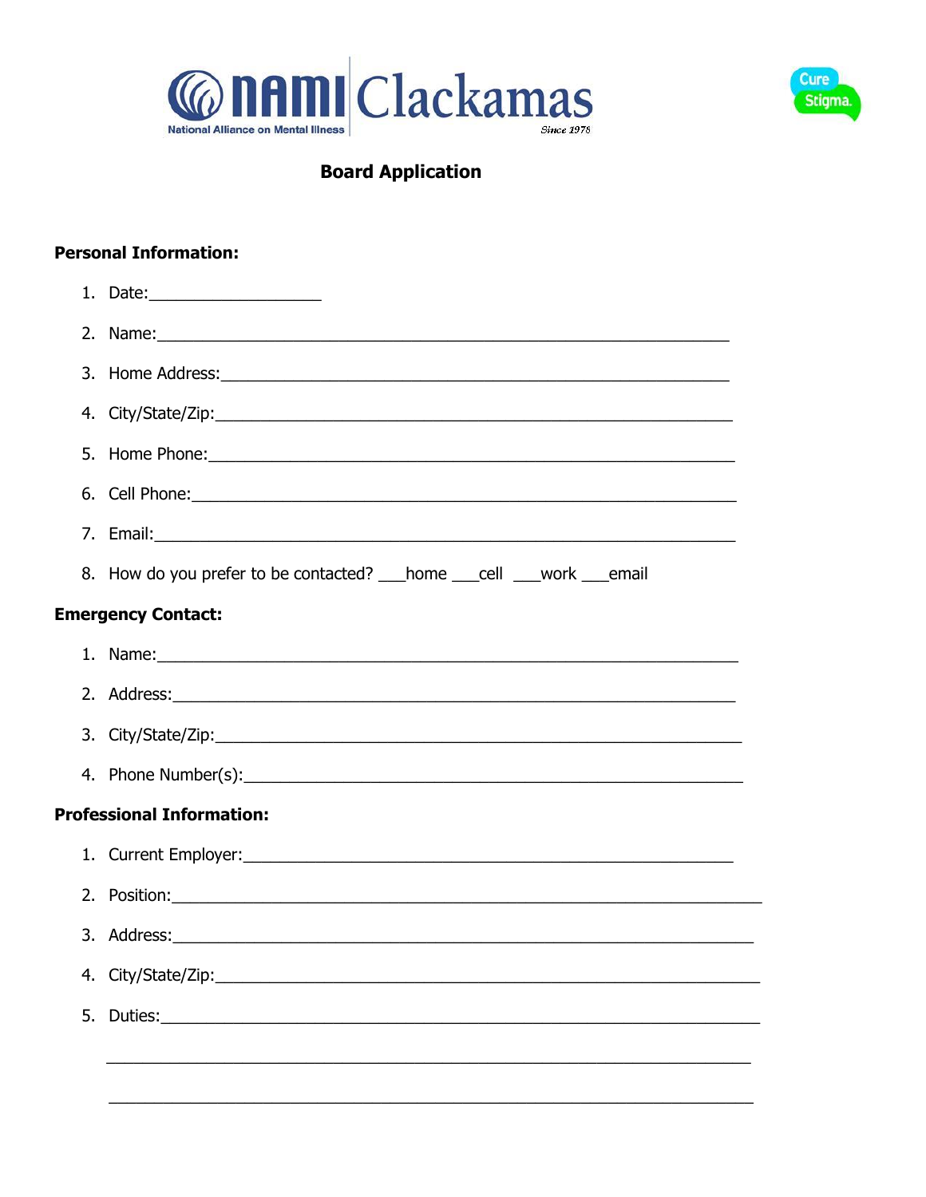NAMI Clackamas

National Alliance on Mental Illness

Since 1978

Cure Stigma.

# Board Application

**Personal Information:**

1. Date:___________________
2. Name:_______________________________________________________________
3. Home Address:_________________________________________________________
4. City/State/Zip:_________________________________________________________
5. Home Phone:__________________________________________________________
6. Cell Phone:___________________________________________________________
7. Email:_______________________________________________________________
8. How do you prefer to be contacted? ___home ___cell ___work ___email

**Emergency Contact:**

1. Name:_______________________________________________________________
2. Address:_____________________________________________________________
3. City/State/Zip:_________________________________________________________
4. Phone Number(s):______________________________________________________

**Professional Information:**

1. Current Employer:______________________________________________________
2. Position:______________________________________________________________
3. Address:_____________________________________________________________
4. City/State/Zip:_________________________________________________________
5. Duties:_______________________________________________________________

_______________________________________________________________________

_______________________________________________________________________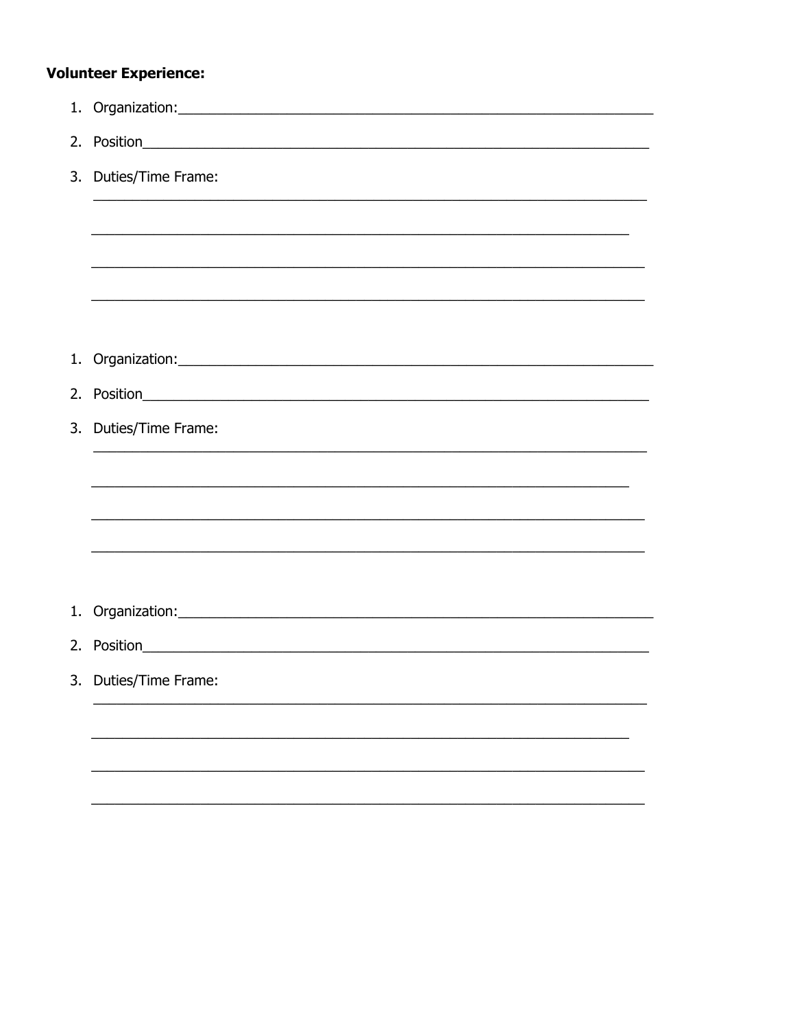**Volunteer Experience:**

1. Organization:\_\_\_\_\_\_\_\_\_\_\_\_\_\_\_\_\_\_\_\_\_\_\_\_\_\_\_\_\_\_\_\_\_\_\_\_\_\_\_\_\_\_\_\_\_\_\_\_\_\_\_\_\_\_\_\_
2. Position\_\_\_\_\_\_\_\_\_\_\_\_\_\_\_\_\_\_\_\_\_\_\_\_\_\_\_\_\_\_\_\_\_\_\_\_\_\_\_\_\_\_\_\_\_\_\_\_\_\_\_\_\_\_\_\_\_\_\_\_
3. Duties/Time Frame:

   \_\_\_\_\_\_\_\_\_\_\_\_\_\_\_\_\_\_\_\_\_\_\_\_\_\_\_\_\_\_\_\_\_\_\_\_\_\_\_\_\_\_\_\_\_\_\_\_\_\_\_\_\_\_\_\_\_\_\_\_\_\_\_\_\_\_\_\_

   \_\_\_\_\_\_\_\_\_\_\_\_\_\_\_\_\_\_\_\_\_\_\_\_\_\_\_\_\_\_\_\_\_\_\_\_\_\_\_\_\_\_\_\_\_\_\_\_\_\_\_\_\_\_\_\_\_\_\_\_\_\_\_\_\_\_

   \_\_\_\_\_\_\_\_\_\_\_\_\_\_\_\_\_\_\_\_\_\_\_\_\_\_\_\_\_\_\_\_\_\_\_\_\_\_\_\_\_\_\_\_\_\_\_\_\_\_\_\_\_\_\_\_\_\_\_\_\_\_\_\_\_\_\_\_

   \_\_\_\_\_\_\_\_\_\_\_\_\_\_\_\_\_\_\_\_\_\_\_\_\_\_\_\_\_\_\_\_\_\_\_\_\_\_\_\_\_\_\_\_\_\_\_\_\_\_\_\_\_\_\_\_\_\_\_\_\_\_\_\_\_\_\_\_

1. Organization:\_\_\_\_\_\_\_\_\_\_\_\_\_\_\_\_\_\_\_\_\_\_\_\_\_\_\_\_\_\_\_\_\_\_\_\_\_\_\_\_\_\_\_\_\_\_\_\_\_\_\_\_\_\_\_\_
2. Position\_\_\_\_\_\_\_\_\_\_\_\_\_\_\_\_\_\_\_\_\_\_\_\_\_\_\_\_\_\_\_\_\_\_\_\_\_\_\_\_\_\_\_\_\_\_\_\_\_\_\_\_\_\_\_\_\_\_\_\_
3. Duties/Time Frame:

   \_\_\_\_\_\_\_\_\_\_\_\_\_\_\_\_\_\_\_\_\_\_\_\_\_\_\_\_\_\_\_\_\_\_\_\_\_\_\_\_\_\_\_\_\_\_\_\_\_\_\_\_\_\_\_\_\_\_\_\_\_\_\_\_\_\_\_\_

   \_\_\_\_\_\_\_\_\_\_\_\_\_\_\_\_\_\_\_\_\_\_\_\_\_\_\_\_\_\_\_\_\_\_\_\_\_\_\_\_\_\_\_\_\_\_\_\_\_\_\_\_\_\_\_\_\_\_\_\_\_\_\_\_\_\_

   \_\_\_\_\_\_\_\_\_\_\_\_\_\_\_\_\_\_\_\_\_\_\_\_\_\_\_\_\_\_\_\_\_\_\_\_\_\_\_\_\_\_\_\_\_\_\_\_\_\_\_\_\_\_\_\_\_\_\_\_\_\_\_\_\_\_\_\_

   \_\_\_\_\_\_\_\_\_\_\_\_\_\_\_\_\_\_\_\_\_\_\_\_\_\_\_\_\_\_\_\_\_\_\_\_\_\_\_\_\_\_\_\_\_\_\_\_\_\_\_\_\_\_\_\_\_\_\_\_\_\_\_\_\_\_\_\_

1. Organization:\_\_\_\_\_\_\_\_\_\_\_\_\_\_\_\_\_\_\_\_\_\_\_\_\_\_\_\_\_\_\_\_\_\_\_\_\_\_\_\_\_\_\_\_\_\_\_\_\_\_\_\_\_\_\_\_
2. Position\_\_\_\_\_\_\_\_\_\_\_\_\_\_\_\_\_\_\_\_\_\_\_\_\_\_\_\_\_\_\_\_\_\_\_\_\_\_\_\_\_\_\_\_\_\_\_\_\_\_\_\_\_\_\_\_\_\_\_\_
3. Duties/Time Frame:

   \_\_\_\_\_\_\_\_\_\_\_\_\_\_\_\_\_\_\_\_\_\_\_\_\_\_\_\_\_\_\_\_\_\_\_\_\_\_\_\_\_\_\_\_\_\_\_\_\_\_\_\_\_\_\_\_\_\_\_\_\_\_\_\_\_\_\_\_

   \_\_\_\_\_\_\_\_\_\_\_\_\_\_\_\_\_\_\_\_\_\_\_\_\_\_\_\_\_\_\_\_\_\_\_\_\_\_\_\_\_\_\_\_\_\_\_\_\_\_\_\_\_\_\_\_\_\_\_\_\_\_\_\_\_\_

   \_\_\_\_\_\_\_\_\_\_\_\_\_\_\_\_\_\_\_\_\_\_\_\_\_\_\_\_\_\_\_\_\_\_\_\_\_\_\_\_\_\_\_\_\_\_\_\_\_\_\_\_\_\_\_\_\_\_\_\_\_\_\_\_\_\_\_\_

   \_\_\_\_\_\_\_\_\_\_\_\_\_\_\_\_\_\_\_\_\_\_\_\_\_\_\_\_\_\_\_\_\_\_\_\_\_\_\_\_\_\_\_\_\_\_\_\_\_\_\_\_\_\_\_\_\_\_\_\_\_\_\_\_\_\_\_\_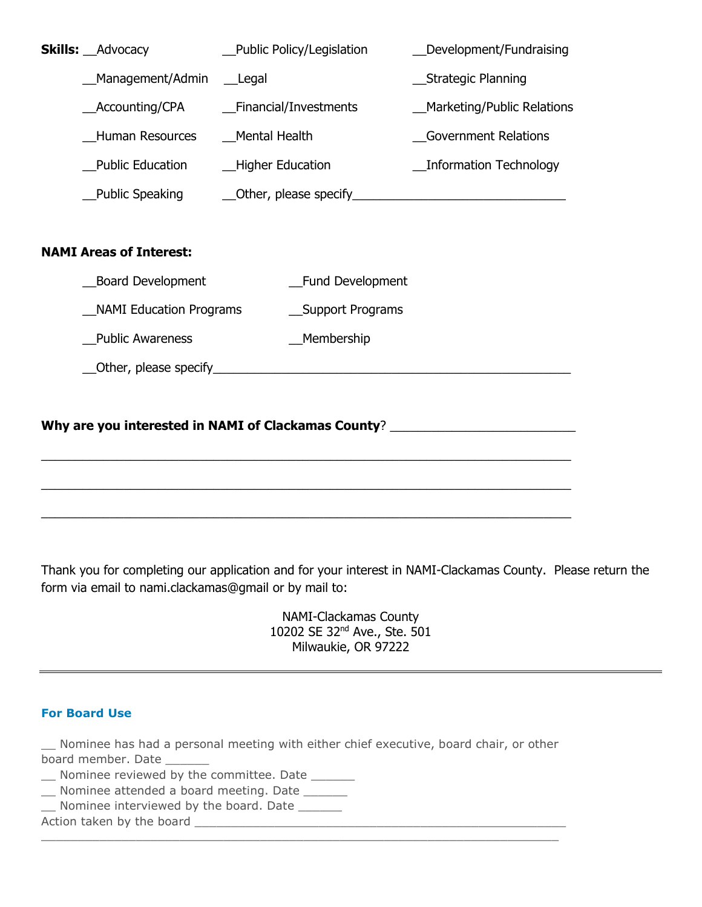**Skills:** __Advocacy __Public Policy/Legislation __Development/Fundraising

__Management/Admin __Legal __Strategic Planning

__Accounting/CPA __Financial/Investments __Marketing/Public Relations

__Human Resources __Mental Health __Government Relations

__Public Education __Higher Education __Information Technology

__Public Speaking __Other, please specify______________________________

**NAMI Areas of Interest:**

__Board Development __Fund Development

__NAMI Education Programs __Support Programs

__Public Awareness __Membership

__Other, please specify______________________________________________

**Why are you interested in NAMI of Clackamas County**? ________________________

___________________________________________________________________________

___________________________________________________________________________

___________________________________________________________________________

Thank you for completing our application and for your interest in NAMI-Clackamas County. Please return the form via email to nami.clackamas@gmail or by mail to:

NAMI-Clackamas County
10202 SE 32nd Ave., Ste. 501
Milwaukie, OR 97222

---

### For Board Use

__ Nominee has had a personal meeting with either chief executive, board chair, or other board member. Date ______
__ Nominee reviewed by the committee. Date ______
__ Nominee attended a board meeting. Date ______
__ Nominee interviewed by the board. Date ______
Action taken by the board ______________________________________________
___________________________________________________________________________